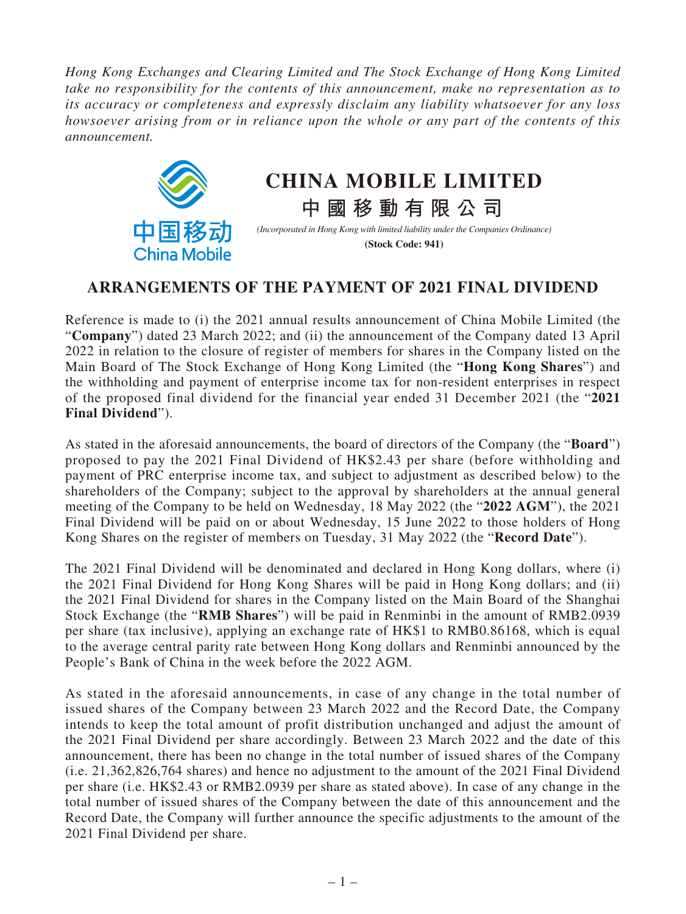*Hong Kong Exchanges and Clearing Limited and The Stock Exchange of Hong Kong Limited take no responsibility for the contents of this announcement, make no representation as to its accuracy or completeness and expressly disclaim any liability whatsoever for any loss howsoever arising from or in reliance upon the whole or any part of the contents of this announcement.*

# CHINA MOBILE LIMITED

# 中國移動有限公司

*(Incorporated in Hong Kong with limited liability under the Companies Ordinance)*

**(Stock Code: 941)**

## ARRANGEMENTS OF THE PAYMENT OF 2021 FINAL DIVIDEND

Reference is made to (i) the 2021 annual results announcement of China Mobile Limited (the "**Company**") dated 23 March 2022; and (ii) the announcement of the Company dated 13 April 2022 in relation to the closure of register of members for shares in the Company listed on the Main Board of The Stock Exchange of Hong Kong Limited (the "**Hong Kong Shares**") and the withholding and payment of enterprise income tax for non-resident enterprises in respect of the proposed final dividend for the financial year ended 31 December 2021 (the "**2021 Final Dividend**").

As stated in the aforesaid announcements, the board of directors of the Company (the "**Board**") proposed to pay the 2021 Final Dividend of HK$2.43 per share (before withholding and payment of PRC enterprise income tax, and subject to adjustment as described below) to the shareholders of the Company; subject to the approval by shareholders at the annual general meeting of the Company to be held on Wednesday, 18 May 2022 (the "**2022 AGM**"), the 2021 Final Dividend will be paid on or about Wednesday, 15 June 2022 to those holders of Hong Kong Shares on the register of members on Tuesday, 31 May 2022 (the "**Record Date**").

The 2021 Final Dividend will be denominated and declared in Hong Kong dollars, where (i) the 2021 Final Dividend for Hong Kong Shares will be paid in Hong Kong dollars; and (ii) the 2021 Final Dividend for shares in the Company listed on the Main Board of the Shanghai Stock Exchange (the "**RMB Shares**") will be paid in Renminbi in the amount of RMB2.0939 per share (tax inclusive), applying an exchange rate of HK$1 to RMB0.86168, which is equal to the average central parity rate between Hong Kong dollars and Renminbi announced by the People's Bank of China in the week before the 2022 AGM.

As stated in the aforesaid announcements, in case of any change in the total number of issued shares of the Company between 23 March 2022 and the Record Date, the Company intends to keep the total amount of profit distribution unchanged and adjust the amount of the 2021 Final Dividend per share accordingly. Between 23 March 2022 and the date of this announcement, there has been no change in the total number of issued shares of the Company (i.e. 21,362,826,764 shares) and hence no adjustment to the amount of the 2021 Final Dividend per share (i.e. HK$2.43 or RMB2.0939 per share as stated above). In case of any change in the total number of issued shares of the Company between the date of this announcement and the Record Date, the Company will further announce the specific adjustments to the amount of the 2021 Final Dividend per share.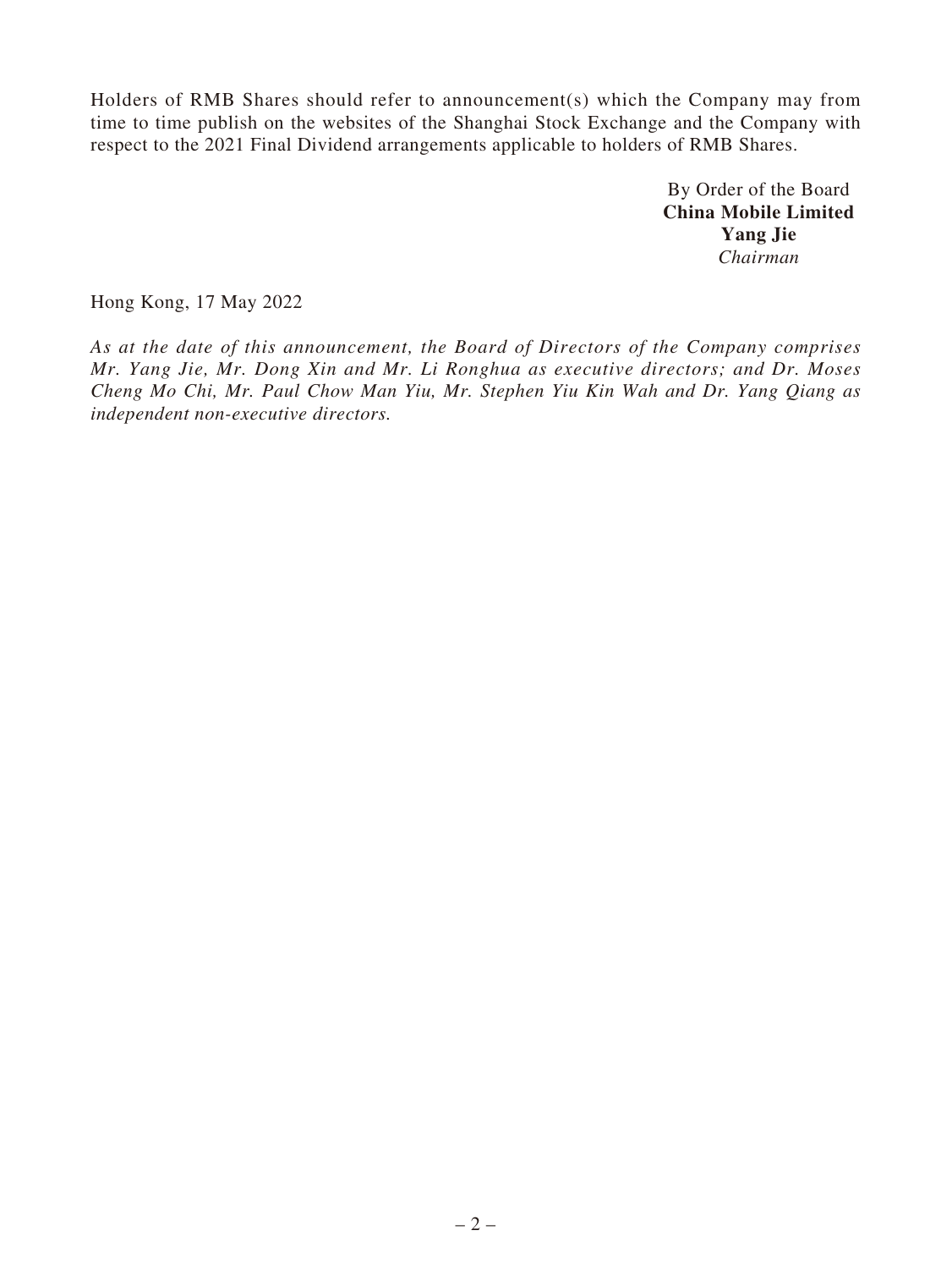Holders of RMB Shares should refer to announcement(s) which the Company may from time to time publish on the websites of the Shanghai Stock Exchange and the Company with respect to the 2021 Final Dividend arrangements applicable to holders of RMB Shares.

By Order of the Board
**China Mobile Limited**
**Yang Jie**
*Chairman*

Hong Kong, 17 May 2022

*As at the date of this announcement, the Board of Directors of the Company comprises Mr. Yang Jie, Mr. Dong Xin and Mr. Li Ronghua as executive directors; and Dr. Moses Cheng Mo Chi, Mr. Paul Chow Man Yiu, Mr. Stephen Yiu Kin Wah and Dr. Yang Qiang as independent non-executive directors.*